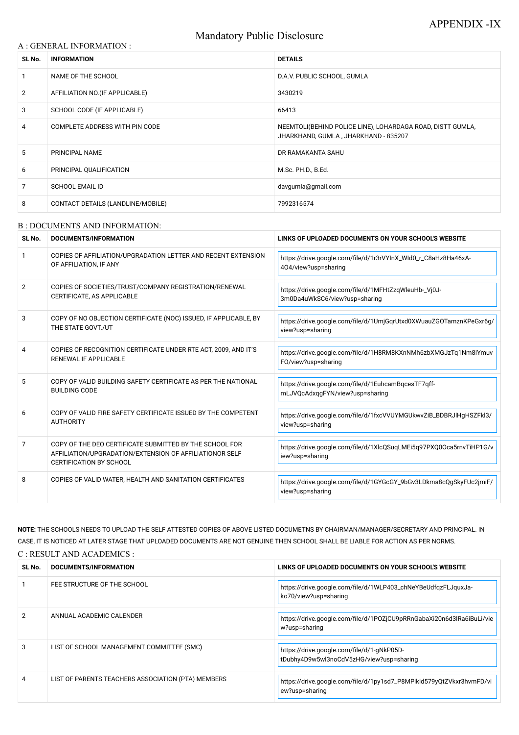APPENDIX -IX

# Mandatory Public Disclosure

## A : GENERAL INFORMATION :

| SL No. | INFORMATION | DETAILS |
|---|---|---|
| 1 | NAME OF THE SCHOOL | D.A.V. PUBLIC SCHOOL, GUMLA |
| 2 | AFFILIATION NO.(IF APPLICABLE) | 3430219 |
| 3 | SCHOOL CODE (IF APPLICABLE) | 66413 |
| 4 | COMPLETE ADDRESS WITH PIN CODE | NEEMTOLI(BEHIND POLICE LINE), LOHARDAGA ROAD, DISTT GUMLA, JHARKHAND, GUMLA , JHARKHAND - 835207 |
| 5 | PRINCIPAL NAME | DR RAMAKANTA SAHU |
| 6 | PRINCIPAL QUALIFICATION | M.Sc. PH.D., B.Ed. |
| 7 | SCHOOL EMAIL ID | davgumla@gmail.com |
| 8 | CONTACT DETAILS (LANDLINE/MOBILE) | 7992316574 |

## B : DOCUMENTS AND INFORMATION:

| SL No. | DOCUMENTS/INFORMATION | LINKS OF UPLOADED DOCUMENTS ON YOUR SCHOOL'S WEBSITE |
|---|---|---|
| 1 | COPIES OF AFFILIATION/UPGRADATION LETTER AND RECENT EXTENSION OF AFFILIATION, IF ANY | https://drive.google.com/file/d/1r3rVYlnX_WId0_r_C8aHz8Ha46xA-4O4/view?usp=sharing |
| 2 | COPIES OF SOCIETIES/TRUST/COMPANY REGISTRATION/RENEWAL CERTIFICATE, AS APPLICABLE | https://drive.google.com/file/d/1MFHtZzqWleuHb-_Vj0J-3m0Da4uWkSC6/view?usp=sharing |
| 3 | COPY OF NO OBJECTION CERTIFICATE (NOC) ISSUED, IF APPLICABLE, BY THE STATE GOVT./UT | https://drive.google.com/file/d/1UmjGqrUtxd0XWuauZGOTamznKPeGxr6g/view?usp=sharing |
| 4 | COPIES OF RECOGNITION CERTIFICATE UNDER RTE ACT, 2009, AND IT'S RENEWAL IF APPLICABLE | https://drive.google.com/file/d/1H8RM8KXnNMh6zbXMGJzTq1Nm8lYmuvFO/view?usp=sharing |
| 5 | COPY OF VALID BUILDING SAFETY CERTIFICATE AS PER THE NATIONAL BUILDING CODE | https://drive.google.com/file/d/1EuhcamBqcesTF7qff-mLJVQcAdxqgFYN/view?usp=sharing |
| 6 | COPY OF VALID FIRE SAFETY CERTIFICATE ISSUED BY THE COMPETENT AUTHORITY | https://drive.google.com/file/d/1fxcVVUYMGUkwvZiB_BDBRJlHgHSZFkl3/view?usp=sharing |
| 7 | COPY OF THE DEO CERTIFICATE SUBMITTED BY THE SCHOOL FOR AFFILIATION/UPGRADATION/EXTENSION OF AFFILIATIONOR SELF CERTIFICATION BY SCHOOL | https://drive.google.com/file/d/1XlcQSuqLMEi5q97PXQ0Oca5rnvTiHP1G/view?usp=sharing |
| 8 | COPIES OF VALID WATER, HEALTH AND SANITATION CERTIFICATES | https://drive.google.com/file/d/1GYGcGY_9bGv3LDkma8cQgSkyFUc2jmiF/view?usp=sharing |

**NOTE:** THE SCHOOLS NEEDS TO UPLOAD THE SELF ATTESTED COPIES OF ABOVE LISTED DOCUMETNS BY CHAIRMAN/MANAGER/SECRETARY AND PRINCIPAL. IN CASE, IT IS NOTICED AT LATER STAGE THAT UPLOADED DOCUMENTS ARE NOT GENUINE THEN SCHOOL SHALL BE LIABLE FOR ACTION AS PER NORMS.

## C : RESULT AND ACADEMICS :

| SL No. | DOCUMENTS/INFORMATION | LINKS OF UPLOADED DOCUMENTS ON YOUR SCHOOL'S WEBSITE |
|---|---|---|
| 1 | FEE STRUCTURE OF THE SCHOOL | https://drive.google.com/file/d/1WLP403_chNeYBeUdfqzFLJquxJa-ko70/view?usp=sharing |
| 2 | ANNUAL ACADEMIC CALENDER | https://drive.google.com/file/d/1POZjCU9pRRnGabaXi20n6d3lRa6iBuLi/view?usp=sharing |
| 3 | LIST OF SCHOOL MANAGEMENT COMMITTEE (SMC) | https://drive.google.com/file/d/1-gNkP05D-tDubhy4D9w5wl3noCdV5zHG/view?usp=sharing |
| 4 | LIST OF PARENTS TEACHERS ASSOCIATION (PTA) MEMBERS | https://drive.google.com/file/d/1py1sd7_P8MPikld579yQtZVkxr3hvmFD/view?usp=sharing |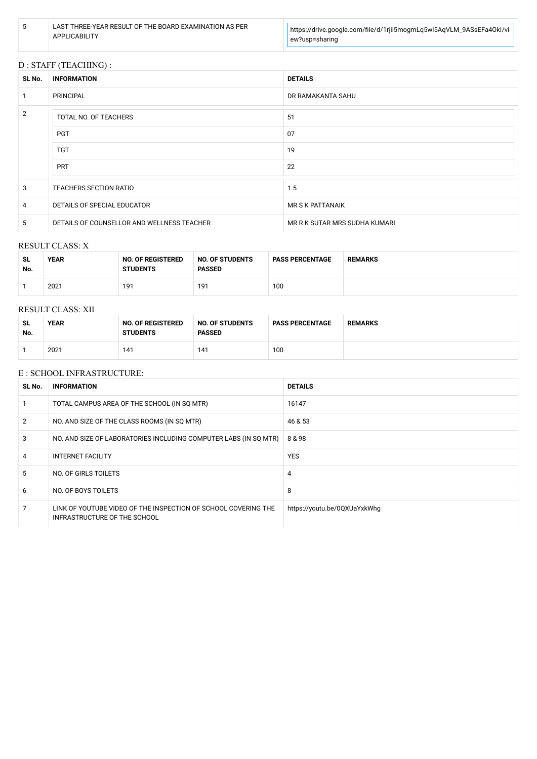| | | |
|---|---|---|
| 5 | LAST THREE-YEAR RESULT OF THE BOARD EXAMINATION AS PER APPLICABILITY | https://drive.google.com/file/d/1rjii5mogmLq5wl5AqVLM_9ASsEFa4OkI/view?usp=sharing |

## D : STAFF (TEACHING) :

| SL No. | INFORMATION | DETAILS |
|---|---|---|
| 1 | PRINCIPAL | DR RAMAKANTA SAHU |
| 2 | TOTAL NO. OF TEACHERS | 51 |
| | PGT | 07 |
| | TGT | 19 |
| | PRT | 22 |
| 3 | TEACHERS SECTION RATIO | 1.5 |
| 4 | DETAILS OF SPECIAL EDUCATOR | MR S K PATTANAIK |
| 5 | DETAILS OF COUNSELLOR AND WELLNESS TEACHER | MR R K SUTAR MRS SUDHA KUMARI |

## RESULT CLASS: X

| SL No. | YEAR | NO. OF REGISTERED STUDENTS | NO. OF STUDENTS PASSED | PASS PERCENTAGE | REMARKS |
|---|---|---|---|---|---|
| 1 | 2021 | 191 | 191 | 100 | |

## RESULT CLASS: XII

| SL No. | YEAR | NO. OF REGISTERED STUDENTS | NO. OF STUDENTS PASSED | PASS PERCENTAGE | REMARKS |
|---|---|---|---|---|---|
| 1 | 2021 | 141 | 141 | 100 | |

## E : SCHOOL INFRASTRUCTURE:

| SL No. | INFORMATION | DETAILS |
|---|---|---|
| 1 | TOTAL CAMPUS AREA OF THE SCHOOL (IN SQ MTR) | 16147 |
| 2 | NO. AND SIZE OF THE CLASS ROOMS (IN SQ MTR) | 46 & 53 |
| 3 | NO. AND SIZE OF LABORATORIES INCLUDING COMPUTER LABS (IN SQ MTR) | 8 & 98 |
| 4 | INTERNET FACILITY | YES |
| 5 | NO. OF GIRLS TOILETS | 4 |
| 6 | NO. OF BOYS TOILETS | 8 |
| 7 | LINK OF YOUTUBE VIDEO OF THE INSPECTION OF SCHOOL COVERING THE INFRASTRUCTURE OF THE SCHOOL | https://youtu.be/0QXUaYxkWhg |